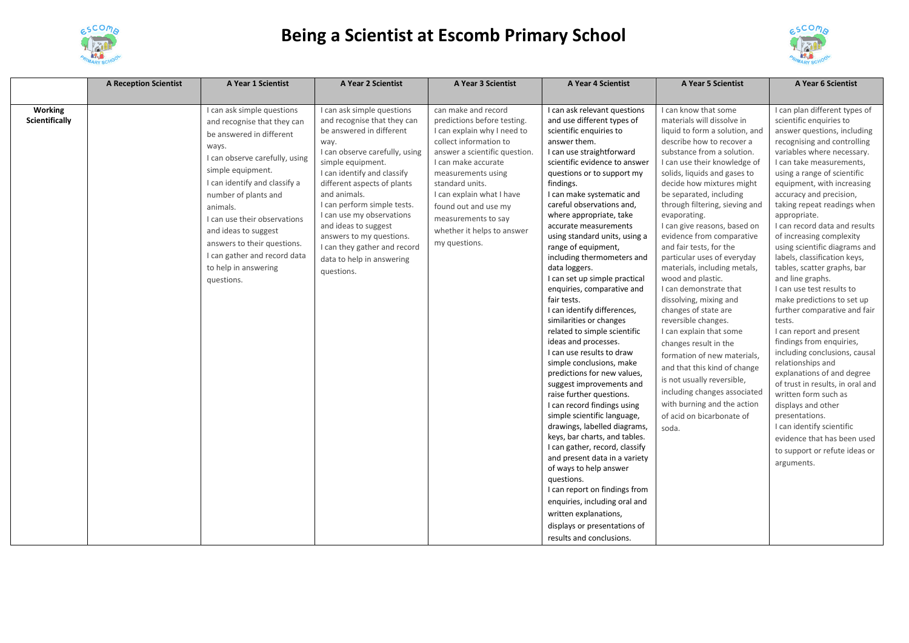# Being a Scientist at Escomb Primary School

| | A Reception Scientist | A Year 1 Scientist | A Year 2 Scientist | A Year 3 Scientist | A Year 4 Scientist | A Year 5 Scientist | A Year 6 Scientist |
|---|---|---|---|---|---|---|---|
| **Working Scientifically** | | I can ask simple questions and recognise that they can be answered in different ways.<br>I can observe carefully, using simple equipment.<br>I can identify and classify a number of plants and animals.<br>I can use their observations and ideas to suggest answers to their questions.<br>I can gather and record data to help in answering questions. | I can ask simple questions and recognise that they can be answered in different way.<br>I can observe carefully, using simple equipment.<br>I can identify and classify different aspects of plants and animals.<br>I can perform simple tests.<br>I can use my observations and ideas to suggest answers to my questions.<br>I can they gather and record data to help in answering questions. | can make and record predictions before testing.<br>I can explain why I need to collect information to answer a scientific question.<br>I can make accurate measurements using standard units.<br>I can explain what I have found out and use my measurements to say whether it helps to answer my questions. | I can ask relevant questions and use different types of scientific enquiries to answer them.<br>I can use straightforward scientific evidence to answer questions or to support my findings.<br>I can make systematic and careful observations and, where appropriate, take accurate measurements using standard units, using a range of equipment, including thermometers and data loggers.<br>I can set up simple practical enquiries, comparative and fair tests.<br>I can identify differences, similarities or changes related to simple scientific ideas and processes.<br>I can use results to draw simple conclusions, make predictions for new values, suggest improvements and raise further questions.<br>I can record findings using simple scientific language, drawings, labelled diagrams, keys, bar charts, and tables.<br>I can gather, record, classify and present data in a variety of ways to help answer questions.<br>I can report on findings from enquiries, including oral and written explanations, displays or presentations of results and conclusions. | I can know that some materials will dissolve in liquid to form a solution, and describe how to recover a substance from a solution.<br>I can use their knowledge of solids, liquids and gases to decide how mixtures might be separated, including through filtering, sieving and evaporating.<br>I can give reasons, based on evidence from comparative and fair tests, for the particular uses of everyday materials, including metals, wood and plastic.<br>I can demonstrate that dissolving, mixing and changes of state are reversible changes.<br>I can explain that some changes result in the formation of new materials, and that this kind of change is not usually reversible, including changes associated with burning and the action of acid on bicarbonate of soda. | I can plan different types of scientific enquiries to answer questions, including recognising and controlling variables where necessary.<br>I can take measurements, using a range of scientific equipment, with increasing accuracy and precision, taking repeat readings when appropriate.<br>I can record data and results of increasing complexity using scientific diagrams and labels, classification keys, tables, scatter graphs, bar and line graphs.<br>I can use test results to make predictions to set up further comparative and fair tests.<br>I can report and present findings from enquiries, including conclusions, causal relationships and explanations of and degree of trust in results, in oral and written form such as displays and other presentations.<br>I can identify scientific evidence that has been used to support or refute ideas or arguments. |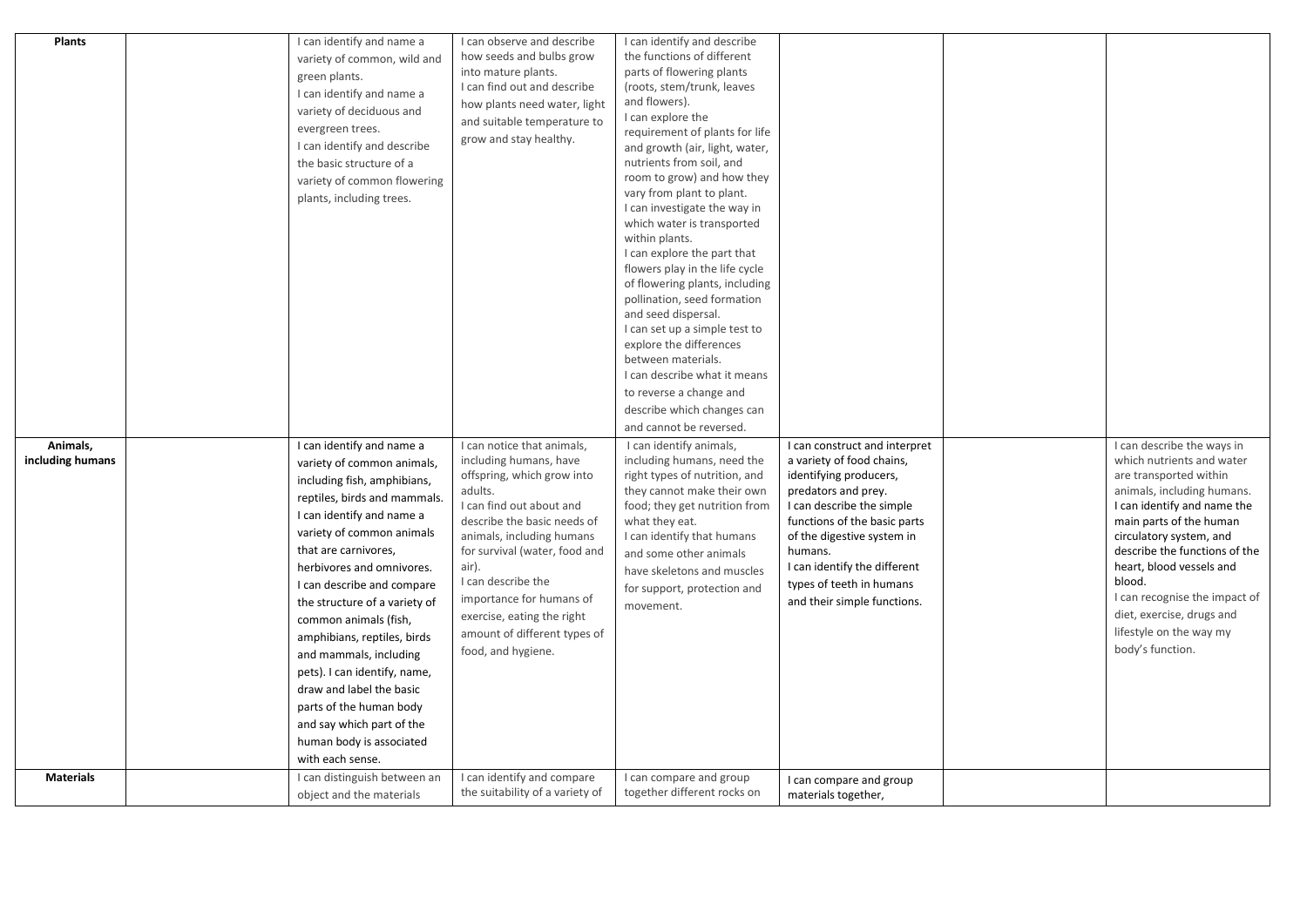| Plants | | I can identify and name a variety of common, wild and green plants. I can identify and name a variety of deciduous and evergreen trees. I can identify and describe the basic structure of a variety of common flowering plants, including trees. | I can observe and describe how seeds and bulbs grow into mature plants. I can find out and describe how plants need water, light and suitable temperature to grow and stay healthy. | I can identify and describe the functions of different parts of flowering plants (roots, stem/trunk, leaves and flowers). I can explore the requirement of plants for life and growth (air, light, water, nutrients from soil, and room to grow) and how they vary from plant to plant. I can investigate the way in which water is transported within plants. I can explore the part that flowers play in the life cycle of flowering plants, including pollination, seed formation and seed dispersal. I can set up a simple test to explore the differences between materials. I can describe what it means to reverse a change and describe which changes can and cannot be reversed. | | | |
|---|---|---|---|---|---|---|---|
| **Animals, including humans** | | I can identify and name a variety of common animals, including fish, amphibians, reptiles, birds and mammals. I can identify and name a variety of common animals that are carnivores, herbivores and omnivores. I can describe and compare the structure of a variety of common animals (fish, amphibians, reptiles, birds and mammals, including pets). I can identify, name, draw and label the basic parts of the human body and say which part of the human body is associated with each sense. | I can notice that animals, including humans, have offspring, which grow into adults. I can find out about and describe the basic needs of animals, including humans for survival (water, food and air). I can describe the importance for humans of exercise, eating the right amount of different types of food, and hygiene. | I can identify animals, including humans, need the right types of nutrition, and they cannot make their own food; they get nutrition from what they eat. I can identify that humans and some other animals have skeletons and muscles for support, protection and movement. | I can construct and interpret a variety of food chains, identifying producers, predators and prey. I can describe the simple functions of the basic parts of the digestive system in humans. I can identify the different types of teeth in humans and their simple functions. | | I can describe the ways in which nutrients and water are transported within animals, including humans. I can identify and name the main parts of the human circulatory system, and describe the functions of the heart, blood vessels and blood. I can recognise the impact of diet, exercise, drugs and lifestyle on the way my body's function. |
| **Materials** | | I can distinguish between an object and the materials | I can identify and compare the suitability of a variety of | I can compare and group together different rocks on | I can compare and group materials together, | | |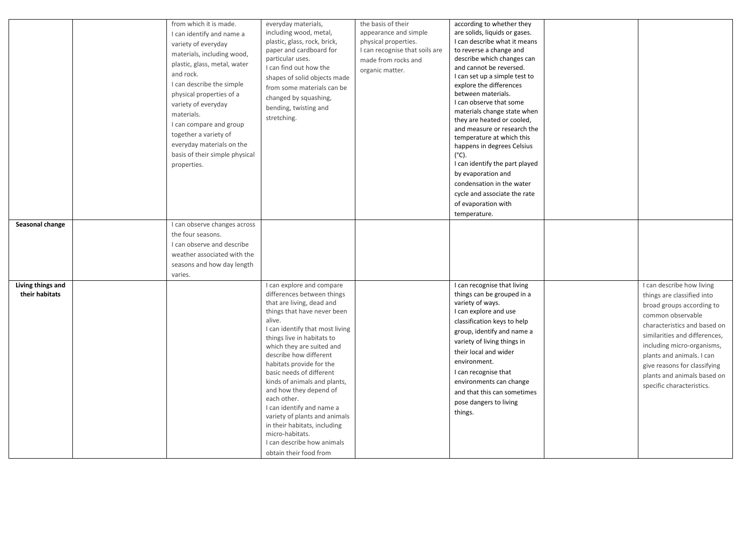| | | | | | | | |
|---|---|---|---|---|---|---|---|
| | | from which it is made. I can identify and name a variety of everyday materials, including wood, plastic, glass, metal, water and rock. I can describe the simple physical properties of a variety of everyday materials. I can compare and group together a variety of everyday materials on the basis of their simple physical properties. | everyday materials, including wood, metal, plastic, glass, rock, brick, paper and cardboard for particular uses. I can find out how the shapes of solid objects made from some materials can be changed by squashing, bending, twisting and stretching. | the basis of their appearance and simple physical properties. I can recognise that soils are made from rocks and organic matter. | according to whether they are solids, liquids or gases. I can describe what it means to reverse a change and describe which changes can and cannot be reversed. I can set up a simple test to explore the differences between materials. I can observe that some materials change state when they are heated or cooled, and measure or research the temperature at which this happens in degrees Celsius (°C). I can identify the part played by evaporation and condensation in the water cycle and associate the rate of evaporation with temperature. | | |
| **Seasonal change** | | I can observe changes across the four seasons. I can observe and describe weather associated with the seasons and how day length varies. | | | | | |
| **Living things and their habitats** | | | I can explore and compare differences between things that are living, dead and things that have never been alive. I can identify that most living things live in habitats to which they are suited and describe how different habitats provide for the basic needs of different kinds of animals and plants, and how they depend of each other. I can identify and name a variety of plants and animals in their habitats, including micro-habitats. I can describe how animals obtain their food from | | I can recognise that living things can be grouped in a variety of ways. I can explore and use classification keys to help group, identify and name a variety of living things in their local and wider environment. I can recognise that environments can change and that this can sometimes pose dangers to living things. | | I can describe how living things are classified into broad groups according to common observable characteristics and based on similarities and differences, including micro-organisms, plants and animals. I can give reasons for classifying plants and animals based on specific characteristics. |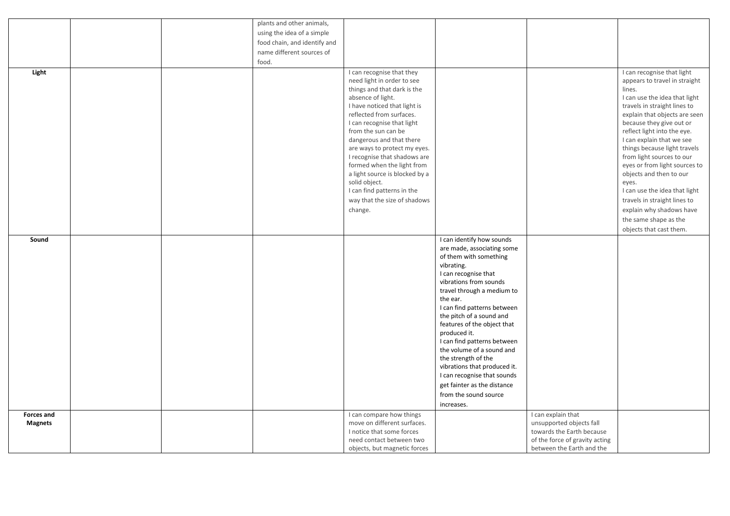| | | | | | | | |
|---|---|---|---|---|---|---|---|
| | | | plants and other animals, using the idea of a simple food chain, and identify and name different sources of food. | | | | |
| **Light** | | | | I can recognise that they need light in order to see things and that dark is the absence of light.<br>I have noticed that light is reflected from surfaces.<br>I can recognise that light from the sun can be dangerous and that there are ways to protect my eyes.<br>I recognise that shadows are formed when the light from a light source is blocked by a solid object.<br>I can find patterns in the way that the size of shadows change. | | | I can recognise that light appears to travel in straight lines.<br>I can use the idea that light travels in straight lines to explain that objects are seen because they give out or reflect light into the eye.<br>I can explain that we see things because light travels from light sources to our eyes or from light sources to objects and then to our eyes.<br>I can use the idea that light travels in straight lines to explain why shadows have the same shape as the objects that cast them. |
| **Sound** | | | | | I can identify how sounds are made, associating some of them with something vibrating.<br>I can recognise that vibrations from sounds travel through a medium to the ear.<br>I can find patterns between the pitch of a sound and features of the object that produced it.<br>I can find patterns between the volume of a sound and the strength of the vibrations that produced it.<br>I can recognise that sounds get fainter as the distance from the sound source increases. | | |
| **Forces and Magnets** | | | | I can compare how things move on different surfaces.<br>I notice that some forces need contact between two objects, but magnetic forces | | I can explain that unsupported objects fall towards the Earth because of the force of gravity acting between the Earth and the | |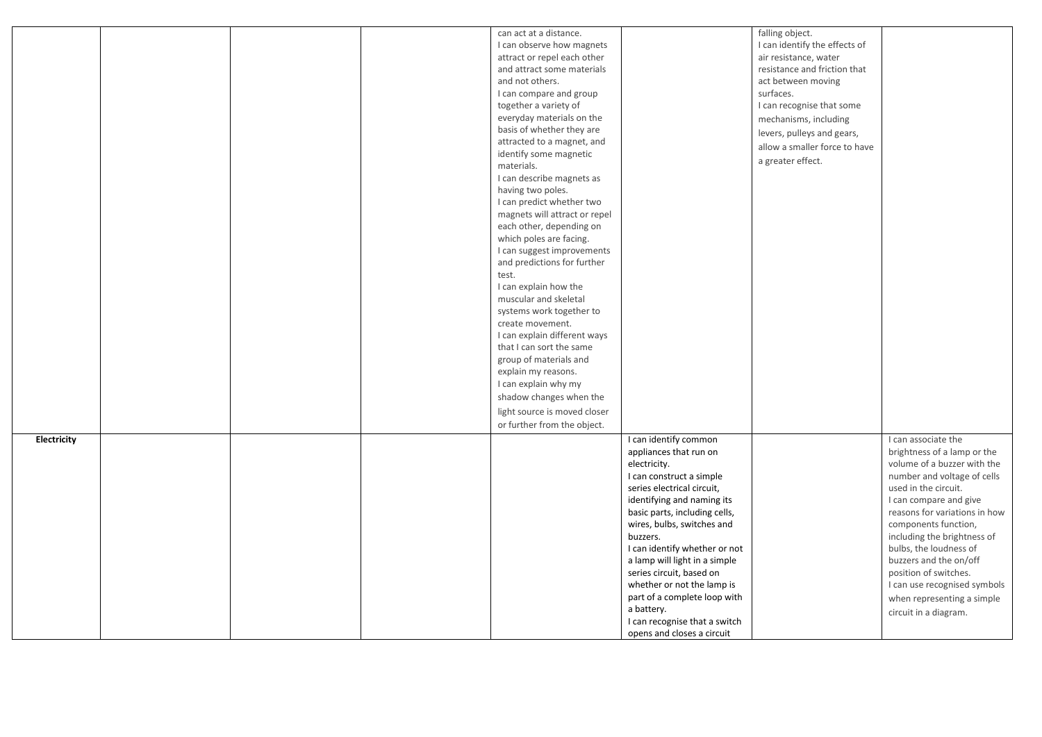|  |  |  |  |  |  |  |  |
|---|---|---|---|---|---|---|---|
|  |  |  |  | can act at a distance.<br>I can observe how magnets attract or repel each other and attract some materials and not others.<br>I can compare and group together a variety of everyday materials on the basis of whether they are attracted to a magnet, and identify some magnetic materials.<br>I can describe magnets as having two poles.<br>I can predict whether two magnets will attract or repel each other, depending on which poles are facing.<br>I can suggest improvements and predictions for further test.<br>I can explain how the muscular and skeletal systems work together to create movement.<br>I can explain different ways that I can sort the same group of materials and explain my reasons.<br>I can explain why my shadow changes when the light source is moved closer or further from the object. |  | falling object.<br>I can identify the effects of air resistance, water resistance and friction that act between moving surfaces.<br>I can recognise that some mechanisms, including levers, pulleys and gears, allow a smaller force to have a greater effect. |  |
| **Electricity** |  |  |  |  | I can identify common appliances that run on electricity.<br>I can construct a simple series electrical circuit, identifying and naming its basic parts, including cells, wires, bulbs, switches and buzzers.<br>I can identify whether or not a lamp will light in a simple series circuit, based on whether or not the lamp is part of a complete loop with a battery.<br>I can recognise that a switch opens and closes a circuit |  | I can associate the brightness of a lamp or the volume of a buzzer with the number and voltage of cells used in the circuit.<br>I can compare and give reasons for variations in how components function, including the brightness of bulbs, the loudness of buzzers and the on/off position of switches.<br>I can use recognised symbols when representing a simple circuit in a diagram. |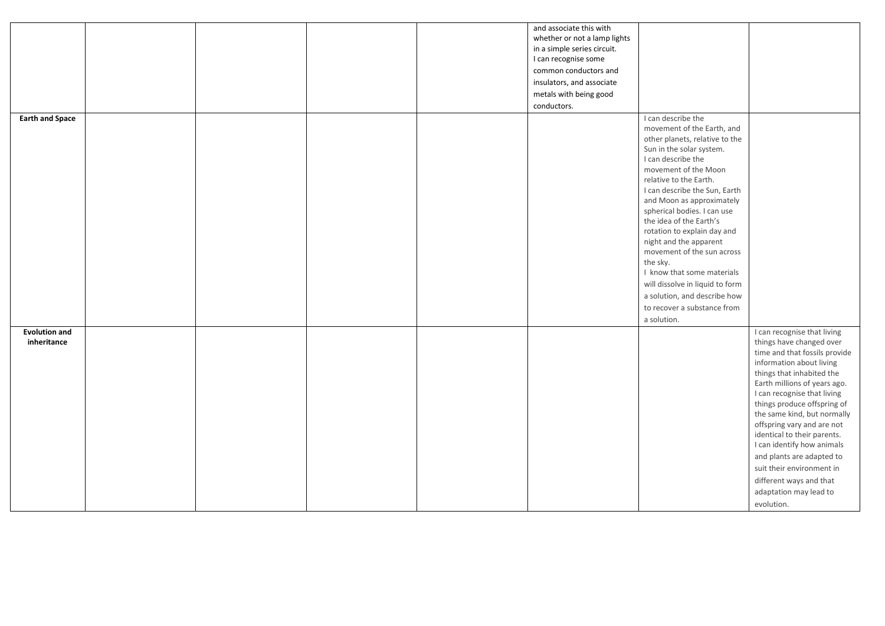| | | | | | | | |
|---|---|---|---|---|---|---|---|
| | | | | | and associate this with whether or not a lamp lights in a simple series circuit.<br>I can recognise some common conductors and insulators, and associate metals with being good conductors. | | |
| **Earth and Space** | | | | | | I can describe the movement of the Earth, and other planets, relative to the Sun in the solar system.<br>I can describe the movement of the Moon relative to the Earth.<br>I can describe the Sun, Earth and Moon as approximately spherical bodies. I can use the idea of the Earth's rotation to explain day and night and the apparent movement of the sun across the sky.<br>I know that some materials will dissolve in liquid to form a solution, and describe how to recover a substance from a solution. | |
| **Evolution and inheritance** | | | | | | | I can recognise that living things have changed over time and that fossils provide information about living things that inhabited the Earth millions of years ago.<br>I can recognise that living things produce offspring of the same kind, but normally offspring vary and are not identical to their parents.<br>I can identify how animals and plants are adapted to suit their environment in different ways and that adaptation may lead to evolution. |